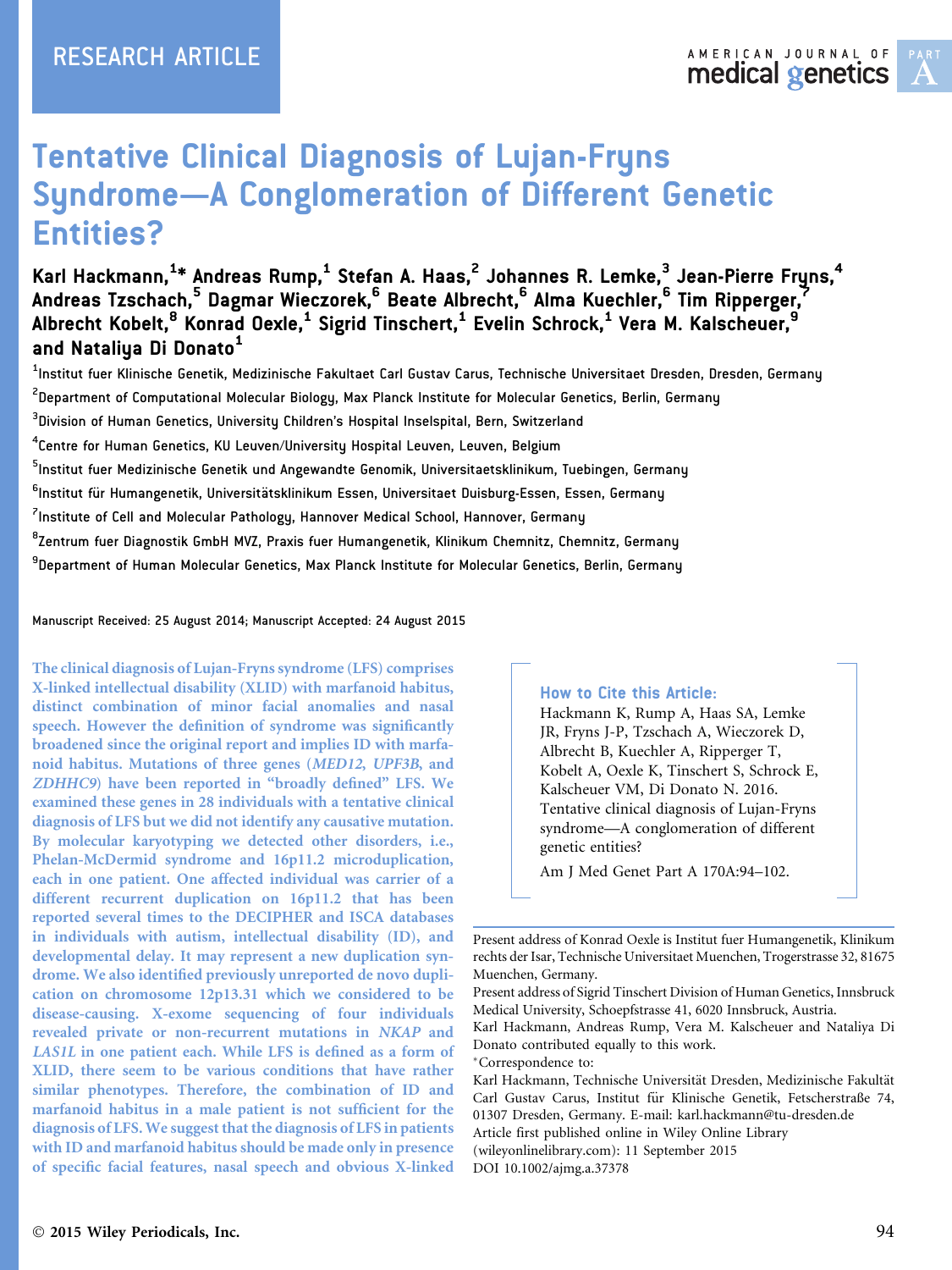RESEARCH ARTICLE

# Tentative Clinical Diagnosis of Lujan-Fryns Syndrome—A Conglomeration of Different Genetic Entities?

Karl Hackmann,[1]* Andreas Rump,[1] Stefan A. Haas,[2] Johannes R. Lemke,[3] Jean-Pierre Fryns,[4] Andreas Tzschach,[5] Dagmar Wieczorek,[6] Beate Albrecht,[6] Alma Kuechler,[6] Tim Ripperger,[7] Albrecht Kobelt,[8] Konrad Oexle,[1] Sigrid Tinschert,[1] Evelin Schrock,[1] Vera M. Kalscheuer,[9] and Nataliya Di Donato[1]

[1]Institut fuer Klinische Genetik, Medizinische Fakultaet Carl Gustav Carus, Technische Universitaet Dresden, Dresden, Germany

[2]Department of Computational Molecular Biology, Max Planck Institute for Molecular Genetics, Berlin, Germany

[3]Division of Human Genetics, University Children's Hospital Inselspital, Bern, Switzerland

[4]Centre for Human Genetics, KU Leuven/University Hospital Leuven, Leuven, Belgium

[5]Institut fuer Medizinische Genetik und Angewandte Genomik, Universitaetsklinikum, Tuebingen, Germany

[6]Institut für Humangenetik, Universitätsklinikum Essen, Universitaet Duisburg-Essen, Essen, Germany

[7]Institute of Cell and Molecular Pathology, Hannover Medical School, Hannover, Germany

[8]Zentrum fuer Diagnostik GmbH MVZ, Praxis fuer Humangenetik, Klinikum Chemnitz, Chemnitz, Germany

[9]Department of Human Molecular Genetics, Max Planck Institute for Molecular Genetics, Berlin, Germany

Manuscript Received: 25 August 2014; Manuscript Accepted: 24 August 2015

**The clinical diagnosis of Lujan-Fryns syndrome (LFS) comprises X-linked intellectual disability (XLID) with marfanoid habitus, distinct combination of minor facial anomalies and nasal speech. However the definition of syndrome was significantly broadened since the original report and implies ID with marfanoid habitus. Mutations of three genes (*MED12*, *UPF3B*, and *ZDHHC9*) have been reported in "broadly defined" LFS. We examined these genes in 28 individuals with a tentative clinical diagnosis of LFS but we did not identify any causative mutation. By molecular karyotyping we detected other disorders, i.e., Phelan-McDermid syndrome and 16p11.2 microduplication, each in one patient. One affected individual was carrier of a different recurrent duplication on 16p11.2 that has been reported several times to the DECIPHER and ISCA databases in individuals with autism, intellectual disability (ID), and developmental delay. It may represent a new duplication syndrome. We also identified previously unreported de novo duplication on chromosome 12p13.31 which we considered to be disease-causing. X-exome sequencing of four individuals revealed private or non-recurrent mutations in *NKAP* and *LAS1L* in one patient each. While LFS is defined as a form of XLID, there seem to be various conditions that have rather similar phenotypes. Therefore, the combination of ID and marfanoid habitus in a male patient is not sufficient for the diagnosis of LFS. We suggest that the diagnosis of LFS in patients with ID and marfanoid habitus should be made only in presence of specific facial features, nasal speech and obvious X-linked**

**How to Cite this Article:**
Hackmann K, Rump A, Haas SA, Lemke JR, Fryns J-P, Tzschach A, Wieczorek D, Albrecht B, Kuechler A, Ripperger T, Kobelt A, Oexle K, Tinschert S, Schrock E, Kalscheuer VM, Di Donato N. 2016. Tentative clinical diagnosis of Lujan-Fryns syndrome—A conglomeration of different genetic entities?

Am J Med Genet Part A 170A:94–102.

Present address of Konrad Oexle is Institut fuer Humangenetik, Klinikum rechts der Isar, Technische Universitaet Muenchen, Trogerstrasse 32, 81675 Muenchen, Germany.

Present address of Sigrid Tinschert Division of Human Genetics, Innsbruck Medical University, Schoepfstrasse 41, 6020 Innsbruck, Austria.

Karl Hackmann, Andreas Rump, Vera M. Kalscheuer and Nataliya Di Donato contributed equally to this work.

*Correspondence to:
Karl Hackmann, Technische Universität Dresden, Medizinische Fakultät Carl Gustav Carus, Institut für Klinische Genetik, Fetscherstraße 74, 01307 Dresden, Germany. E-mail: karl.hackmann@tu-dresden.de

Article first published online in Wiley Online Library (wileyonlinelibrary.com): 11 September 2015

DOI 10.1002/ajmg.a.37378

© 2015 Wiley Periodicals, Inc.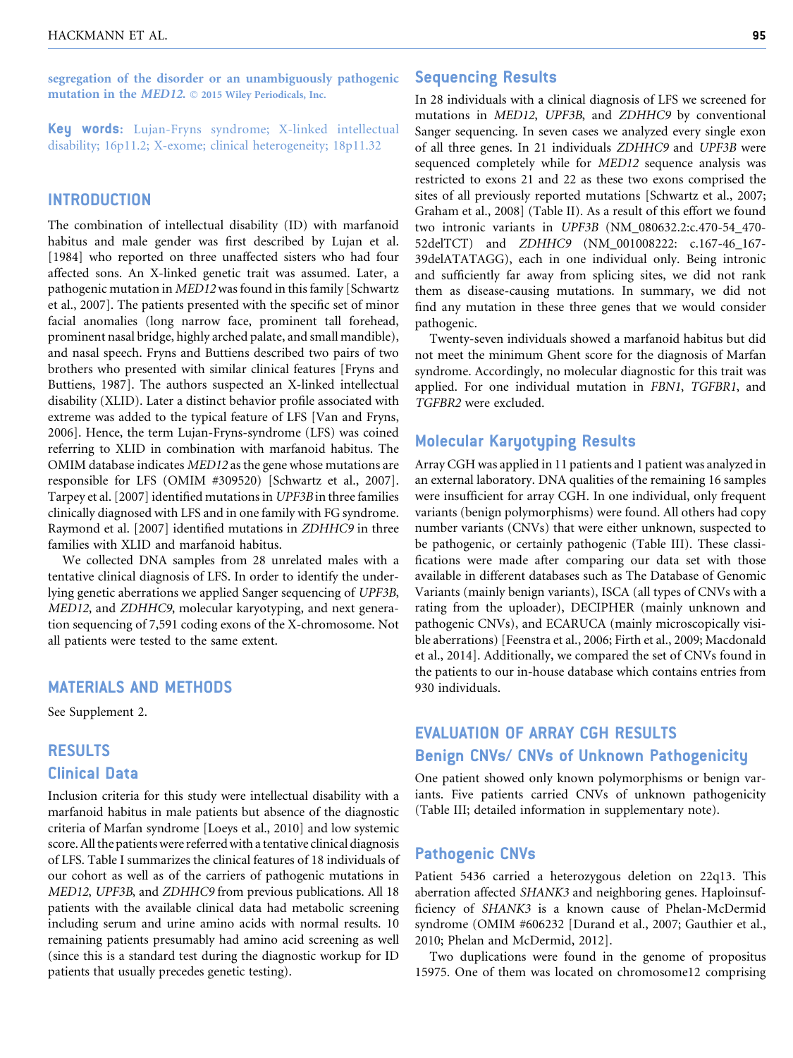segregation of the disorder or an unambiguously pathogenic mutation in the *MED12*. © 2015 Wiley Periodicals, Inc.

**Key words:** Lujan-Fryns syndrome; X-linked intellectual disability; 16p11.2; X-exome; clinical heterogeneity; 18p11.32

## INTRODUCTION

The combination of intellectual disability (ID) with marfanoid habitus and male gender was first described by Lujan et al. [1984] who reported on three unaffected sisters who had four affected sons. An X-linked genetic trait was assumed. Later, a pathogenic mutation in *MED12* was found in this family [Schwartz et al., 2007]. The patients presented with the specific set of minor facial anomalies (long narrow face, prominent tall forehead, prominent nasal bridge, highly arched palate, and small mandible), and nasal speech. Fryns and Buttiens described two pairs of two brothers who presented with similar clinical features [Fryns and Buttiens, 1987]. The authors suspected an X-linked intellectual disability (XLID). Later a distinct behavior profile associated with extreme was added to the typical feature of LFS [Van and Fryns, 2006]. Hence, the term Lujan-Fryns-syndrome (LFS) was coined referring to XLID in combination with marfanoid habitus. The OMIM database indicates *MED12* as the gene whose mutations are responsible for LFS (OMIM #309520) [Schwartz et al., 2007]. Tarpey et al. [2007] identified mutations in *UPF3B* in three families clinically diagnosed with LFS and in one family with FG syndrome. Raymond et al. [2007] identified mutations in *ZDHHC9* in three families with XLID and marfanoid habitus.

We collected DNA samples from 28 unrelated males with a tentative clinical diagnosis of LFS. In order to identify the underlying genetic aberrations we applied Sanger sequencing of *UPF3B*, *MED12*, and *ZDHHC9*, molecular karyotyping, and next generation sequencing of 7,591 coding exons of the X-chromosome. Not all patients were tested to the same extent.

## MATERIALS AND METHODS

See Supplement 2.

## RESULTS

### Clinical Data

Inclusion criteria for this study were intellectual disability with a marfanoid habitus in male patients but absence of the diagnostic criteria of Marfan syndrome [Loeys et al., 2010] and low systemic score. All the patients were referred with a tentative clinical diagnosis of LFS. Table I summarizes the clinical features of 18 individuals of our cohort as well as of the carriers of pathogenic mutations in *MED12*, *UPF3B*, and *ZDHHC9* from previous publications. All 18 patients with the available clinical data had metabolic screening including serum and urine amino acids with normal results. 10 remaining patients presumably had amino acid screening as well (since this is a standard test during the diagnostic workup for ID patients that usually precedes genetic testing).

### Sequencing Results

In 28 individuals with a clinical diagnosis of LFS we screened for mutations in *MED12*, *UPF3B*, and *ZDHHC9* by conventional Sanger sequencing. In seven cases we analyzed every single exon of all three genes. In 21 individuals *ZDHHC9* and *UPF3B* were sequenced completely while for *MED12* sequence analysis was restricted to exons 21 and 22 as these two exons comprised the sites of all previously reported mutations [Schwartz et al., 2007; Graham et al., 2008] (Table II). As a result of this effort we found two intronic variants in *UPF3B* (NM_080632.2:c.470-54_470-52delTCT) and *ZDHHC9* (NM_001008222: c.167-46_167-39delATATAGG), each in one individual only. Being intronic and sufficiently far away from splicing sites, we did not rank them as disease-causing mutations. In summary, we did not find any mutation in these three genes that we would consider pathogenic.

Twenty-seven individuals showed a marfanoid habitus but did not meet the minimum Ghent score for the diagnosis of Marfan syndrome. Accordingly, no molecular diagnostic for this trait was applied. For one individual mutation in *FBN1*, *TGFBR1*, and *TGFBR2* were excluded.

### Molecular Karyotyping Results

Array CGH was applied in 11 patients and 1 patient was analyzed in an external laboratory. DNA qualities of the remaining 16 samples were insufficient for array CGH. In one individual, only frequent variants (benign polymorphisms) were found. All others had copy number variants (CNVs) that were either unknown, suspected to be pathogenic, or certainly pathogenic (Table III). These classifications were made after comparing our data set with those available in different databases such as The Database of Genomic Variants (mainly benign variants), ISCA (all types of CNVs with a rating from the uploader), DECIPHER (mainly unknown and pathogenic CNVs), and ECARUCA (mainly microscopically visible aberrations) [Feenstra et al., 2006; Firth et al., 2009; Macdonald et al., 2014]. Additionally, we compared the set of CNVs found in the patients to our in-house database which contains entries from 930 individuals.

## EVALUATION OF ARRAY CGH RESULTS

### Benign CNVs/ CNVs of Unknown Pathogenicity

One patient showed only known polymorphisms or benign variants. Five patients carried CNVs of unknown pathogenicity (Table III; detailed information in supplementary note).

### Pathogenic CNVs

Patient 5436 carried a heterozygous deletion on 22q13. This aberration affected *SHANK3* and neighboring genes. Haploinsufficiency of *SHANK3* is a known cause of Phelan-McDermid syndrome (OMIM #606232 [Durand et al., 2007; Gauthier et al., 2010; Phelan and McDermid, 2012].

Two duplications were found in the genome of propositus 15975. One of them was located on chromosome12 comprising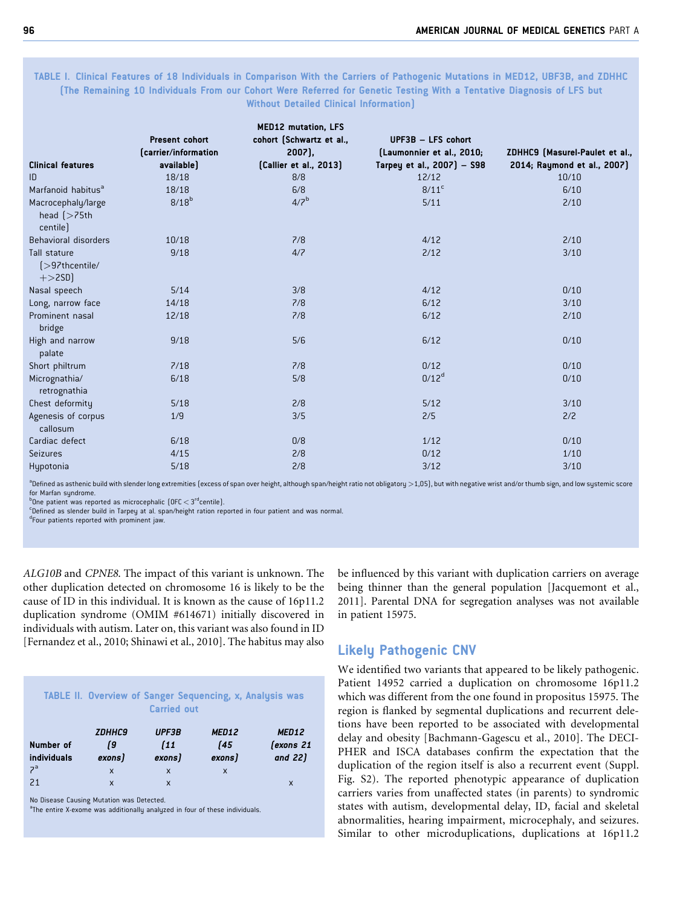TABLE I. Clinical Features of 18 Individuals in Comparison With the Carriers of Pathogenic Mutations in MED12, UBF3B, and ZDHHC (The Remaining 10 Individuals From our Cohort Were Referred for Genetic Testing With a Tentative Diagnosis of LFS but Without Detailed Clinical Information)

| Clinical features | Present cohort (carrier/information available) | MED12 mutation, LFS cohort (Schwartz et al., 2007), (Callier et al., 2013) | UPF3B – LFS cohort (Laumonnier et al., 2010; Tarpey et al., 2007) – S98 | ZDHHC9 (Masurel-Paulet et al., 2014; Raymond et al., 2007) |
|---|---|---|---|---|
| ID | 18/18 | 8/8 | 12/12 | 10/10 |
| Marfanoid habitus[a] | 18/18 | 6/8 | 8/11[c] | 6/10 |
| Macrocephaly/large head (>75th centile) | 8/18[b] | 4/7[b] | 5/11 | 2/10 |
| Behavioral disorders | 10/18 | 7/8 | 4/12 | 2/10 |
| Tall stature (>97thcentile/+>2SD) | 9/18 | 4/7 | 2/12 | 3/10 |
| Nasal speech | 5/14 | 3/8 | 4/12 | 0/10 |
| Long, narrow face | 14/18 | 7/8 | 6/12 | 3/10 |
| Prominent nasal bridge | 12/18 | 7/8 | 6/12 | 2/10 |
| High and narrow palate | 9/18 | 5/6 | 6/12 | 0/10 |
| Short philtrum | 7/18 | 7/8 | 0/12 | 0/10 |
| Micrognathia/retrognathia | 6/18 | 5/8 | 0/12[d] | 0/10 |
| Chest deformity | 5/18 | 2/8 | 5/12 | 3/10 |
| Agenesis of corpus callosum | 1/9 | 3/5 | 2/5 | 2/2 |
| Cardiac defect | 6/18 | 0/8 | 1/12 | 0/10 |
| Seizures | 4/15 | 2/8 | 0/12 | 1/10 |
| Hypotonia | 5/18 | 2/8 | 3/12 | 3/10 |

[a]Defined as asthenic build with slender long extremities (excess of span over height, although span/height ratio not obligatory >1,05), but with negative wrist and/or thumb sign, and low systemic score for Marfan syndrome.
[b]One patient was reported as microcephalic (OFC < 3[rd]centile).
[c]Defined as slender build in Tarpey at al. span/height ration reported in four patient and was normal.
[d]Four patients reported with prominent jaw.

*ALG10B* and *CPNE8*. The impact of this variant is unknown. The other duplication detected on chromosome 16 is likely to be the cause of ID in this individual. It is known as the cause of 16p11.2 duplication syndrome (OMIM #614671) initially discovered in individuals with autism. Later on, this variant was also found in ID [Fernandez et al., 2010; Shinawi et al., 2010]. The habitus may also be influenced by this variant with duplication carriers on average being thinner than the general population [Jacquemont et al., 2011]. Parental DNA for segregation analyses was not available in patient 15975.

TABLE II. Overview of Sanger Sequencing, x, Analysis was Carried out

| Number of individuals | *ZDHHC9* (9 exons) | *UPF3B* (11 exons) | *MED12* (45 exons) | *MED12* (exons 21 and 22) |
|---|---|---|---|---|
| 7[a] | x | x | x | |
| 21 | x | x | | x |

No Disease Causing Mutation was Detected.
[a]The entire X-exome was additionally analyzed in four of these individuals.

## Likely Pathogenic CNV

We identified two variants that appeared to be likely pathogenic. Patient 14952 carried a duplication on chromosome 16p11.2 which was different from the one found in propositus 15975. The region is flanked by segmental duplications and recurrent deletions have been reported to be associated with developmental delay and obesity [Bachmann-Gagescu et al., 2010]. The DECIPHER and ISCA databases confirm the expectation that the duplication of the region itself is also a recurrent event (Suppl. Fig. S2). The reported phenotypic appearance of duplication carriers varies from unaffected states (in parents) to syndromic states with autism, developmental delay, ID, facial and skeletal abnormalities, hearing impairment, microcephaly, and seizures. Similar to other microduplications, duplications at 16p11.2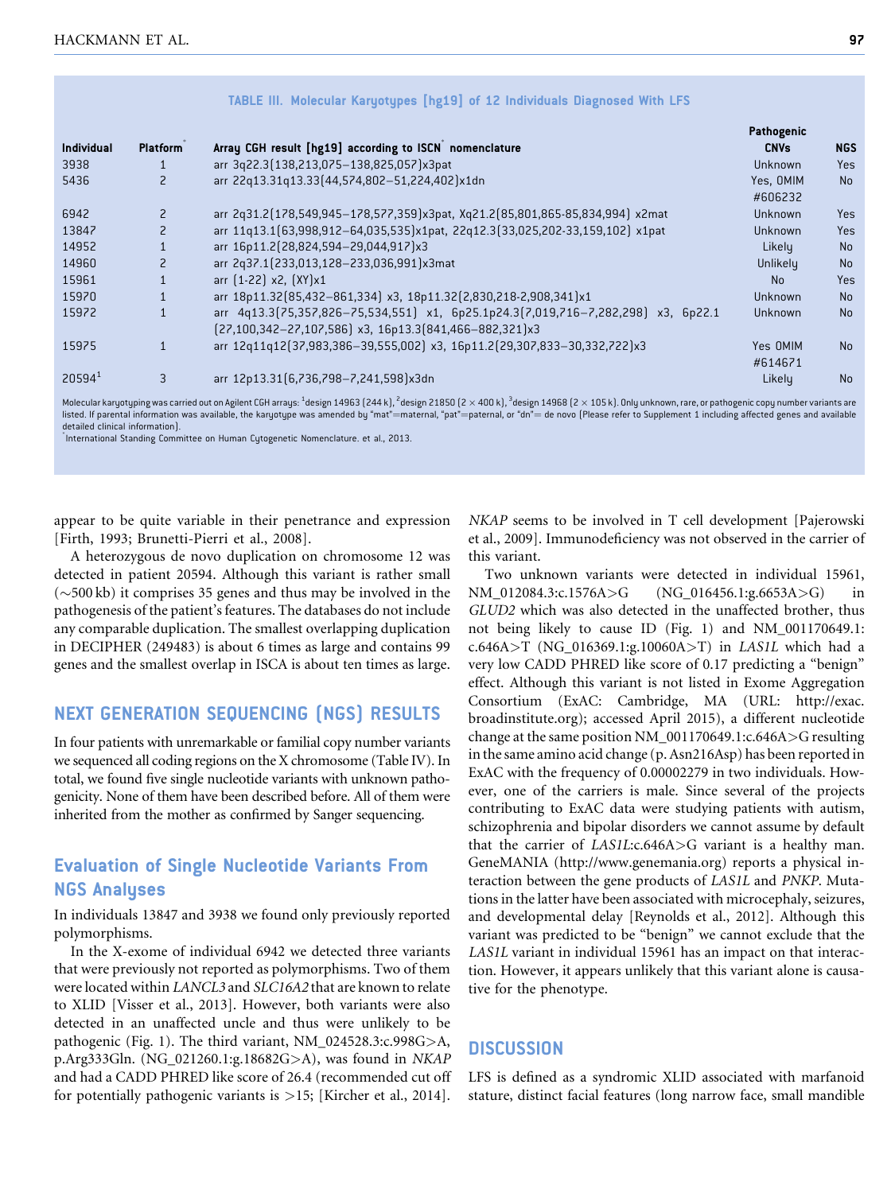**TABLE III. Molecular Karyotypes [hg19] of 12 Individuals Diagnosed With LFS**

| Individual | Platform* | Array CGH result [hg19] according to ISCN* nomenclature | Pathogenic CNVs | NGS |
|---|---|---|---|---|
| 3938 | 1 | arr 3q22.3(138,213,075–138,825,057)x3pat | Unknown | Yes |
| 5436 | 2 | arr 22q13.31q13.33(44,574,802–51,224,402)x1dn | Yes, OMIM #606232 | No |
| 6942 | 2 | arr 2q31.2(178,549,945–178,577,359)x3pat, Xq21.2(85,801,865-85,834,994) x2mat | Unknown | Yes |
| 13847 | 2 | arr 11q13.1(63,998,912–64,035,535)x1pat, 22q12.3(33,025,202-33,159,102) x1pat | Unknown | Yes |
| 14952 | 1 | arr 16p11.2(28,824,594–29,044,917)x3 | Likely | No |
| 14960 | 2 | arr 2q37.1(233,013,128–233,036,991)x3mat | Unlikely | No |
| 15961 | 1 | arr (1-22) x2, (XY)x1 | No | Yes |
| 15970 | 1 | arr 18p11.32(85,432–861,334) x3, 18p11.32(2,830,218-2,908,341)x1 | Unknown | No |
| 15972 | 1 | arr 4q13.3(75,357,826–75,534,551) x1, 6p25.1p24.3(7,019,716–7,282,298) x3, 6p22.1 (27,100,342–27,107,586) x3, 16p13.3(841,466–882,321)x3 | Unknown | No |
| 15975 | 1 | arr 12q11q12(37,983,386–39,555,002) x3, 16p11.2(29,307,833–30,332,722)x3 | Yes OMIM #614671 | No |
| 20594[1] | 3 | arr 12p13.31(6,736,798–7,241,598)x3dn | Likely | No |

Molecular karyotyping was carried out on Agilent CGH arrays: [1]design 14963 (244 k), [2]design 21850 (2 × 400 k), [3]design 14968 (2 × 105 k). Only unknown, rare, or pathogenic copy number variants are listed. If parental information was available, the karyotype was amended by "mat"=maternal, "pat"=paternal, or "dn"= de novo (Please refer to Supplement 1 including affected genes and available detailed clinical information).
*International Standing Committee on Human Cytogenetic Nomenclature. et al., 2013.

appear to be quite variable in their penetrance and expression [Firth, 1993; Brunetti-Pierri et al., 2008].

A heterozygous de novo duplication on chromosome 12 was detected in patient 20594. Although this variant is rather small (~500 kb) it comprises 35 genes and thus may be involved in the pathogenesis of the patient's features. The databases do not include any comparable duplication. The smallest overlapping duplication in DECIPHER (249483) is about 6 times as large and contains 99 genes and the smallest overlap in ISCA is about ten times as large.

## NEXT GENERATION SEQUENCING (NGS) RESULTS

In four patients with unremarkable or familial copy number variants we sequenced all coding regions on the X chromosome (Table IV). In total, we found five single nucleotide variants with unknown pathogenicity. None of them have been described before. All of them were inherited from the mother as confirmed by Sanger sequencing.

### Evaluation of Single Nucleotide Variants From NGS Analyses

In individuals 13847 and 3938 we found only previously reported polymorphisms.

In the X-exome of individual 6942 we detected three variants that were previously not reported as polymorphisms. Two of them were located within *LANCL3* and *SLC16A2* that are known to relate to XLID [Visser et al., 2013]. However, both variants were also detected in an unaffected uncle and thus were unlikely to be pathogenic (Fig. 1). The third variant, NM_024528.3:c.998G>A, p.Arg333Gln. (NG_021260.1:g.18682G>A), was found in *NKAP* and had a CADD PHRED like score of 26.4 (recommended cut off for potentially pathogenic variants is >15; [Kircher et al., 2014]. *NKAP* seems to be involved in T cell development [Pajerowski et al., 2009]. Immunodeficiency was not observed in the carrier of this variant.

Two unknown variants were detected in individual 15961, NM_012084.3:c.1576A>G (NG_016456.1:g.6653A>G) in *GLUD2* which was also detected in the unaffected brother, thus not being likely to cause ID (Fig. 1) and NM_001170649.1: c.646A>T (NG_016369.1:g.10060A>T) in *LAS1L* which had a very low CADD PHRED like score of 0.17 predicting a "benign" effect. Although this variant is not listed in Exome Aggregation Consortium (ExAC: Cambridge, MA (URL: http://exac.broadinstitute.org); accessed April 2015), a different nucleotide change at the same position NM_001170649.1:c.646A>G resulting in the same amino acid change (p. Asn216Asp) has been reported in ExAC with the frequency of 0.00002279 in two individuals. However, one of the carriers is male. Since several of the projects contributing to ExAC data were studying patients with autism, schizophrenia and bipolar disorders we cannot assume by default that the carrier of *LAS1L*:c.646A>G variant is a healthy man. GeneMANIA (http://www.genemania.org) reports a physical interaction between the gene products of *LAS1L* and *PNKP*. Mutations in the latter have been associated with microcephaly, seizures, and developmental delay [Reynolds et al., 2012]. Although this variant was predicted to be "benign" we cannot exclude that the *LAS1L* variant in individual 15961 has an impact on that interaction. However, it appears unlikely that this variant alone is causative for the phenotype.

## DISCUSSION

LFS is defined as a syndromic XLID associated with marfanoid stature, distinct facial features (long narrow face, small mandible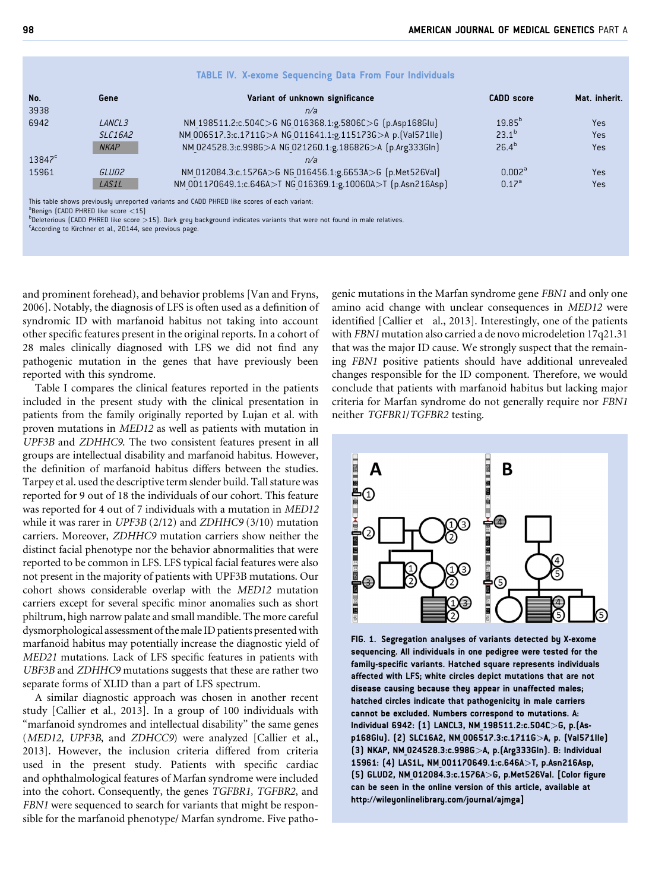**TABLE IV. X-exome Sequencing Data From Four Individuals**

| No. | Gene | Variant of unknown significance | CADD score | Mat. inherit. |
|---|---|---|---|---|
| 3938 | | n/a | | |
| 6942 | *LANCL3* | NM_198511.2:c.504C>G NG_016368.1:g.5806C>G (p.Asp168Glu) | 19.85[b] | Yes |
| | *SLC16A2* | NM_006517.3:c.1711G>A NG_011641.1:g.115173G>A p.(Val571Ile) | 23.1[b] | Yes |
| | *NKAP* | NM_024528.3:c.998G>A NG_021260.1:g.18682G>A (p.Arg333Gln) | 26.4[b] | Yes |
| 13847[c] | | n/a | | |
| 15961 | *GLUD2* | NM_012084.3:c.1576A>G NG_016456.1:g.6653A>G (p.Met526Val) | 0.002[a] | Yes |
| | *LAS1L* | NM_001170649.1:c.646A>T NG_016369.1:g.10060A>T (p.Asn216Asp) | 0.17[a] | Yes |

This table shows previously unreported variants and CADD PHRED like scores of each variant:
[a]Benign (CADD PHRED like score <15)
[b]Deleterious (CADD PHRED like score >15). Dark grey background indicates variants that were not found in male relatives.
[c]According to Kirchner et al., 20144, see previous page.

and prominent forehead), and behavior problems [Van and Fryns, 2006]. Notably, the diagnosis of LFS is often used as a definition of syndromic ID with marfanoid habitus not taking into account other specific features present in the original reports. In a cohort of 28 males clinically diagnosed with LFS we did not find any pathogenic mutation in the genes that have previously been reported with this syndrome.

Table I compares the clinical features reported in the patients included in the present study with the clinical presentation in patients from the family originally reported by Lujan et al. with proven mutations in *MED12* as well as patients with mutation in *UPF3B* and *ZDHHC9*. The two consistent features present in all groups are intellectual disability and marfanoid habitus. However, the definition of marfanoid habitus differs between the studies. Tarpey et al. used the descriptive term slender build. Tall stature was reported for 9 out of 18 the individuals of our cohort. This feature was reported for 4 out of 7 individuals with a mutation in *MED12* while it was rarer in *UPF3B* (2/12) and *ZDHHC9* (3/10) mutation carriers. Moreover, *ZDHHC9* mutation carriers show neither the distinct facial phenotype nor the behavior abnormalities that were reported to be common in LFS. LFS typical facial features were also not present in the majority of patients with UPF3B mutations. Our cohort shows considerable overlap with the *MED12* mutation carriers except for several specific minor anomalies such as short philtrum, high narrow palate and small mandible. The more careful dysmorphological assessment of the male ID patients presented with marfanoid habitus may potentially increase the diagnostic yield of *MED21* mutations. Lack of LFS specific features in patients with *UBF3B* and *ZDHHC9* mutations suggests that these are rather two separate forms of XLID than a part of LFS spectrum.

A similar diagnostic approach was chosen in another recent study [Callier et al., 2013]. In a group of 100 individuals with "marfanoid syndromes and intellectual disability" the same genes (*MED12, UPF3B*, and *ZDHCC9*) were analyzed [Callier et al., 2013]. However, the inclusion criteria differed from criteria used in the present study. Patients with specific cardiac and ophthalmological features of Marfan syndrome were included into the cohort. Consequently, the genes *TGFBR1, TGFBR2*, and *FBN1* were sequenced to search for variants that might be responsible for the marfanoid phenotype/ Marfan syndrome. Five pathogenic mutations in the Marfan syndrome gene *FBN1* and only one amino acid change with unclear consequences in *MED12* were identified [Callier et al., 2013]. Interestingly, one of the patients with *FBN1* mutation also carried a de novo microdeletion 17q21.31 that was the major ID cause. We strongly suspect that the remaining *FBN1* positive patients should have additional unrevealed changes responsible for the ID component. Therefore, we would conclude that patients with marfanoid habitus but lacking major criteria for Marfan syndrome do not generally require nor *FBN1* neither *TGFBR1*/*TGFBR2* testing.

FIG. 1. Segregation analyses of variants detected by X-exome sequencing. All individuals in one pedigree were tested for the family-specific variants. Hatched square represents individuals affected with LFS; white circles depict mutations that are not disease causing because they appear in unaffected males; hatched circles indicate that pathogenicity in male carriers cannot be excluded. Numbers correspond to mutations. A: Individual 6942: (1) LANCL3, NM_198511.2:c.504C>G, p.(Asp168Glu). (2) SLC16A2, NM_006517.3:c.1711G>A, p. (Val571Ile) (3) NKAP, NM_024528.3:c.998G>A, p.(Arg333Gln). B: Individual 15961: (4) LAS1L, NM_001170649.1:c.646A>T, p.Asn216Asp, (5) GLUD2, NM_012084.3:c.1576A>G, p.Met526Val. [Color figure can be seen in the online version of this article, available at http://wileyonlinelibrary.com/journal/ajmga]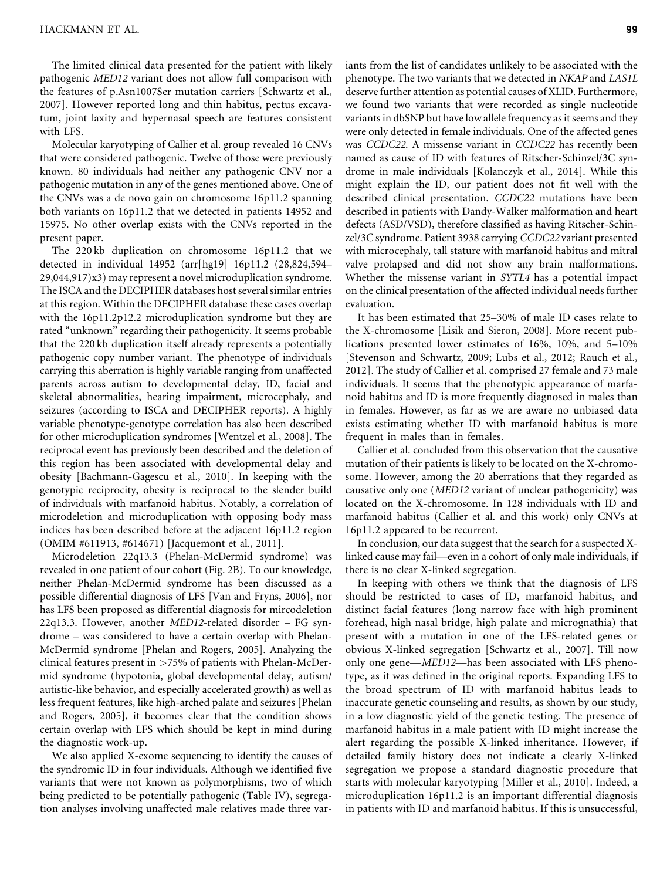The limited clinical data presented for the patient with likely pathogenic *MED12* variant does not allow full comparison with the features of p.Asn1007Ser mutation carriers [Schwartz et al., 2007]. However reported long and thin habitus, pectus excavatum, joint laxity and hypernasal speech are features consistent with LFS.

Molecular karyotyping of Callier et al. group revealed 16 CNVs that were considered pathogenic. Twelve of those were previously known. 80 individuals had neither any pathogenic CNV nor a pathogenic mutation in any of the genes mentioned above. One of the CNVs was a de novo gain on chromosome 16p11.2 spanning both variants on 16p11.2 that we detected in patients 14952 and 15975. No other overlap exists with the CNVs reported in the present paper.

The 220 kb duplication on chromosome 16p11.2 that we detected in individual 14952 (arr[hg19] 16p11.2 (28,824,594–29,044,917)x3) may represent a novel microduplication syndrome. The ISCA and the DECIPHER databases host several similar entries at this region. Within the DECIPHER database these cases overlap with the 16p11.2p12.2 microduplication syndrome but they are rated "unknown" regarding their pathogenicity. It seems probable that the 220 kb duplication itself already represents a potentially pathogenic copy number variant. The phenotype of individuals carrying this aberration is highly variable ranging from unaffected parents across autism to developmental delay, ID, facial and skeletal abnormalities, hearing impairment, microcephaly, and seizures (according to ISCA and DECIPHER reports). A highly variable phenotype-genotype correlation has also been described for other microduplication syndromes [Wentzel et al., 2008]. The reciprocal event has previously been described and the deletion of this region has been associated with developmental delay and obesity [Bachmann-Gagescu et al., 2010]. In keeping with the genotypic reciprocity, obesity is reciprocal to the slender build of individuals with marfanoid habitus. Notably, a correlation of microdeletion and microduplication with opposing body mass indices has been described before at the adjacent 16p11.2 region (OMIM #611913, #614671) [Jacquemont et al., 2011].

Microdeletion 22q13.3 (Phelan-McDermid syndrome) was revealed in one patient of our cohort (Fig. 2B). To our knowledge, neither Phelan-McDermid syndrome has been discussed as a possible differential diagnosis of LFS [Van and Fryns, 2006], nor has LFS been proposed as differential diagnosis for mircodeletion 22q13.3. However, another *MED12*-related disorder – FG syndrome – was considered to have a certain overlap with Phelan-McDermid syndrome [Phelan and Rogers, 2005]. Analyzing the clinical features present in >75% of patients with Phelan-McDermid syndrome (hypotonia, global developmental delay, autism/autistic-like behavior, and especially accelerated growth) as well as less frequent features, like high-arched palate and seizures [Phelan and Rogers, 2005], it becomes clear that the condition shows certain overlap with LFS which should be kept in mind during the diagnostic work-up.

We also applied X-exome sequencing to identify the causes of the syndromic ID in four individuals. Although we identified five variants that were not known as polymorphisms, two of which being predicted to be potentially pathogenic (Table IV), segregation analyses involving unaffected male relatives made three variants from the list of candidates unlikely to be associated with the phenotype. The two variants that we detected in *NKAP* and *LAS1L* deserve further attention as potential causes of XLID. Furthermore, we found two variants that were recorded as single nucleotide variants in dbSNP but have low allele frequency as it seems and they were only detected in female individuals. One of the affected genes was *CCDC22*. A missense variant in *CCDC22* has recently been named as cause of ID with features of Ritscher-Schinzel/3C syndrome in male individuals [Kolanczyk et al., 2014]. While this might explain the ID, our patient does not fit well with the described clinical presentation. *CCDC22* mutations have been described in patients with Dandy-Walker malformation and heart defects (ASD/VSD), therefore classified as having Ritscher-Schinzel/3C syndrome. Patient 3938 carrying *CCDC22* variant presented with microcephaly, tall stature with marfanoid habitus and mitral valve prolapsed and did not show any brain malformations. Whether the missense variant in *SYTL4* has a potential impact on the clinical presentation of the affected individual needs further evaluation.

It has been estimated that 25–30% of male ID cases relate to the X-chromosome [Lisik and Sieron, 2008]. More recent publications presented lower estimates of 16%, 10%, and 5–10% [Stevenson and Schwartz, 2009; Lubs et al., 2012; Rauch et al., 2012]. The study of Callier et al. comprised 27 female and 73 male individuals. It seems that the phenotypic appearance of marfanoid habitus and ID is more frequently diagnosed in males than in females. However, as far as we are aware no unbiased data exists estimating whether ID with marfanoid habitus is more frequent in males than in females.

Callier et al. concluded from this observation that the causative mutation of their patients is likely to be located on the X-chromosome. However, among the 20 aberrations that they regarded as causative only one (*MED12* variant of unclear pathogenicity) was located on the X-chromosome. In 128 individuals with ID and marfanoid habitus (Callier et al. and this work) only CNVs at 16p11.2 appeared to be recurrent.

In conclusion, our data suggest that the search for a suspected X-linked cause may fail—even in a cohort of only male individuals, if there is no clear X-linked segregation.

In keeping with others we think that the diagnosis of LFS should be restricted to cases of ID, marfanoid habitus, and distinct facial features (long narrow face with high prominent forehead, high nasal bridge, high palate and micrognathia) that present with a mutation in one of the LFS-related genes or obvious X-linked segregation [Schwartz et al., 2007]. Till now only one gene—*MED12*—has been associated with LFS phenotype, as it was defined in the original reports. Expanding LFS to the broad spectrum of ID with marfanoid habitus leads to inaccurate genetic counseling and results, as shown by our study, in a low diagnostic yield of the genetic testing. The presence of marfanoid habitus in a male patient with ID might increase the alert regarding the possible X-linked inheritance. However, if detailed family history does not indicate a clearly X-linked segregation we propose a standard diagnostic procedure that starts with molecular karyotyping [Miller et al., 2010]. Indeed, a microduplication 16p11.2 is an important differential diagnosis in patients with ID and marfanoid habitus. If this is unsuccessful,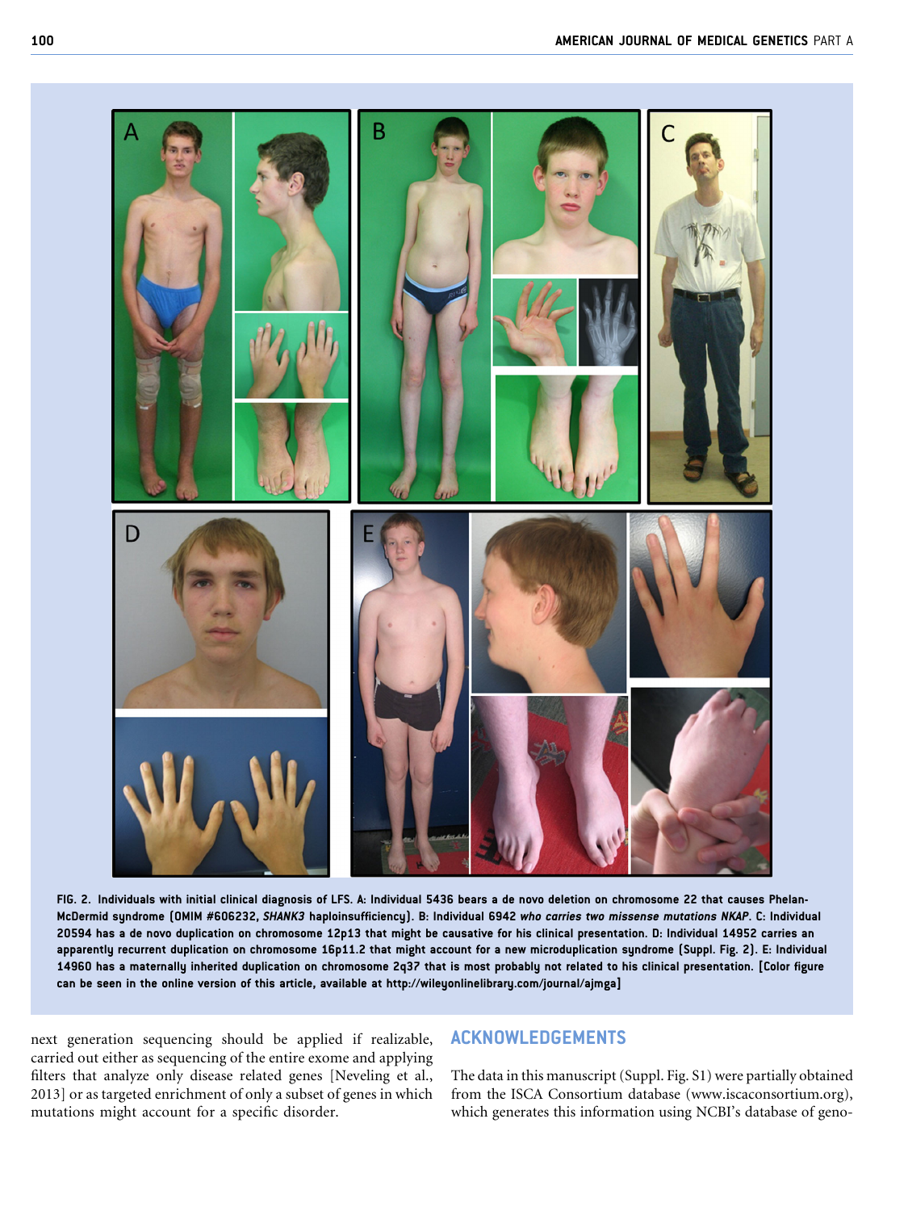FIG. 2. Individuals with initial clinical diagnosis of LFS. A: Individual 5436 bears a de novo deletion on chromosome 22 that causes Phelan-McDermid syndrome (OMIM #606232, *SHANK3* haploinsufficiency). B: Individual 6942 *who carries two missense mutations NKAP*. C: Individual 20594 has a de novo duplication on chromosome 12p13 that might be causative for his clinical presentation. D: Individual 14952 carries an apparently recurrent duplication on chromosome 16p11.2 that might account for a new microduplication syndrome (Suppl. Fig. 2). E: Individual 14960 has a maternally inherited duplication on chromosome 2q37 that is most probably not related to his clinical presentation. [Color figure can be seen in the online version of this article, available at http://wileyonlinelibrary.com/journal/ajmga]

next generation sequencing should be applied if realizable, carried out either as sequencing of the entire exome and applying filters that analyze only disease related genes [Neveling et al., 2013] or as targeted enrichment of only a subset of genes in which mutations might account for a specific disorder.

## ACKNOWLEDGEMENTS

The data in this manuscript (Suppl. Fig. S1) were partially obtained from the ISCA Consortium database (www.iscaconsortium.org), which generates this information using NCBI's database of geno-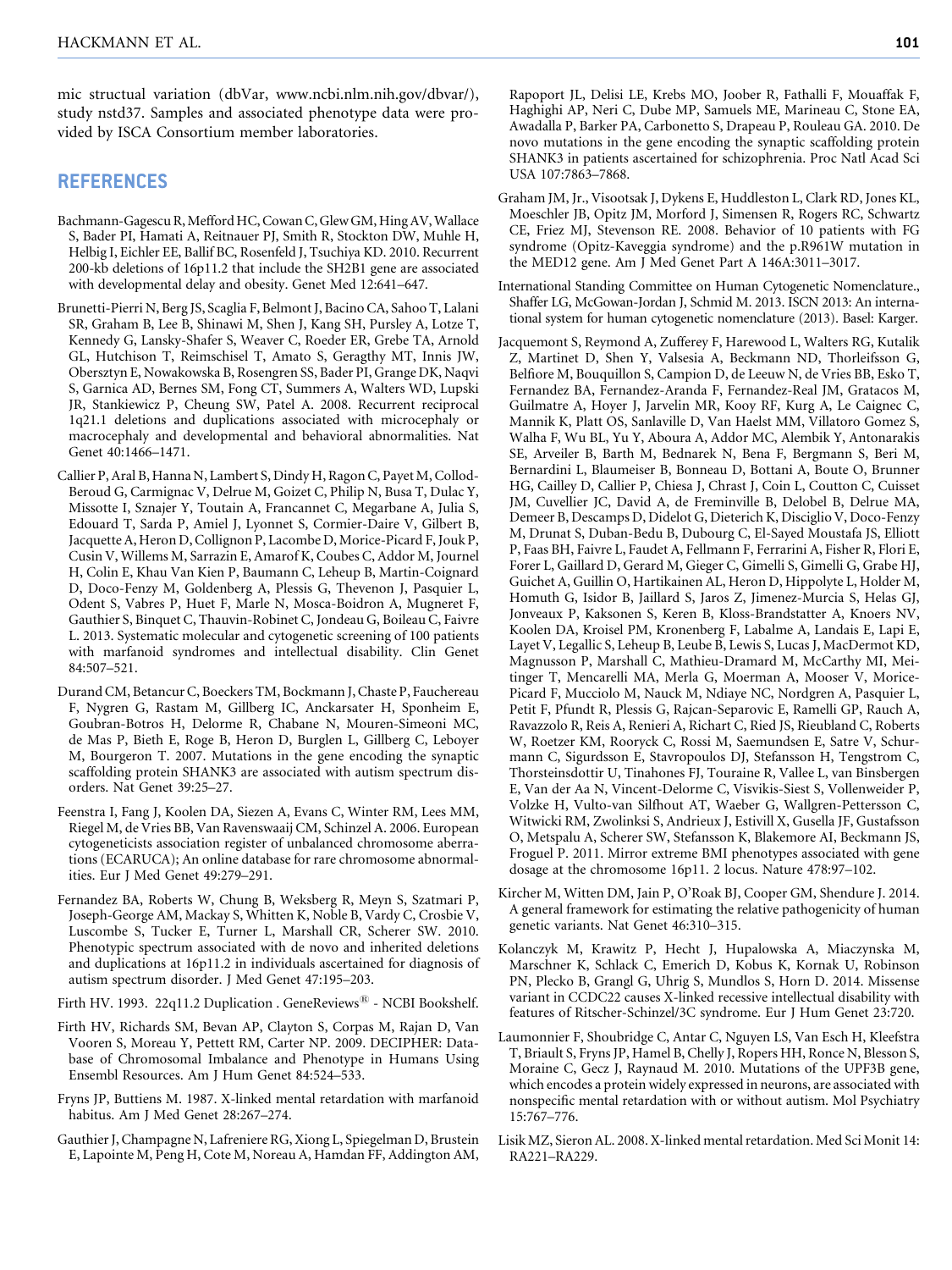mic structural variation (dbVar, www.ncbi.nlm.nih.gov/dbvar/), study nstd37. Samples and associated phenotype data were provided by ISCA Consortium member laboratories.

## REFERENCES

Bachmann-Gagescu R, Mefford HC, Cowan C, Glew GM, Hing AV, Wallace S, Bader PI, Hamati A, Reitnauer PJ, Smith R, Stockton DW, Muhle H, Helbig I, Eichler EE, Ballif BC, Rosenfeld J, Tsuchiya KD. 2010. Recurrent 200-kb deletions of 16p11.2 that include the SH2B1 gene are associated with developmental delay and obesity. Genet Med 12:641–647.

Brunetti-Pierri N, Berg JS, Scaglia F, Belmont J, Bacino CA, Sahoo T, Lalani SR, Graham B, Lee B, Shinawi M, Shen J, Kang SH, Pursley A, Lotze T, Kennedy G, Lansky-Shafer S, Weaver C, Roeder ER, Grebe TA, Arnold GL, Hutchison T, Reimschisel T, Amato S, Geragthy MT, Innis JW, Obersztyn E, Nowakowska B, Rosengren SS, Bader PI, Grange DK, Naqvi S, Garnica AD, Bernes SM, Fong CT, Summers A, Walters WD, Lupski JR, Stankiewicz P, Cheung SW, Patel A. 2008. Recurrent reciprocal 1q21.1 deletions and duplications associated with microcephaly or macrocephaly and developmental and behavioral abnormalities. Nat Genet 40:1466–1471.

Callier P, Aral B, Hanna N, Lambert S, Dindy H, Ragon C, Payet M, Collod-Beroud G, Carmignac V, Delrue M, Goizet C, Philip N, Busa T, Dulac Y, Missotte I, Sznajer Y, Toutain A, Francannet C, Megarbane A, Julia S, Edouard T, Sarda P, Amiel J, Lyonnet S, Cormier-Daire V, Gilbert B, Jacquette A, Heron D, Collignon P, Lacombe D, Morice-Picard F, Jouk P, Cusin V, Willems M, Sarrazin E, Amarof K, Coubes C, Addor M, Journel H, Colin E, Khau Van Kien P, Baumann C, Leheup B, Martin-Coignard D, Doco-Fenzy M, Goldenberg A, Plessis G, Thevenon J, Pasquier L, Odent S, Vabres P, Huet F, Marle N, Mosca-Boidron A, Mugneret F, Gauthier S, Binquet C, Thauvin-Robinet C, Jondeau G, Boileau C, Faivre L. 2013. Systematic molecular and cytogenetic screening of 100 patients with marfanoid syndromes and intellectual disability. Clin Genet 84:507–521.

Durand CM, Betancur C, Boeckers TM, Bockmann J, Chaste P, Fauchereau F, Nygren G, Rastam M, Gillberg IC, Anckarsater H, Sponheim E, Goubran-Botros H, Delorme R, Chabane N, Mouren-Simeoni MC, de Mas P, Bieth E, Roge B, Heron D, Burglen L, Gillberg C, Leboyer M, Bourgeron T. 2007. Mutations in the gene encoding the synaptic scaffolding protein SHANK3 are associated with autism spectrum disorders. Nat Genet 39:25–27.

Feenstra I, Fang J, Koolen DA, Siezen A, Evans C, Winter RM, Lees MM, Riegel M, de Vries BB, Van Ravenswaaij CM, Schinzel A. 2006. European cytogeneticists association register of unbalanced chromosome aberrations (ECARUCA); An online database for rare chromosome abnormalities. Eur J Med Genet 49:279–291.

Fernandez BA, Roberts W, Chung B, Weksberg R, Meyn S, Szatmari P, Joseph-George AM, Mackay S, Whitten K, Noble B, Vardy C, Crosbie V, Luscombe S, Tucker E, Turner L, Marshall CR, Scherer SW. 2010. Phenotypic spectrum associated with de novo and inherited deletions and duplications at 16p11.2 in individuals ascertained for diagnosis of autism spectrum disorder. J Med Genet 47:195–203.

Firth HV. 1993. 22q11.2 Duplication . GeneReviews® - NCBI Bookshelf.

Firth HV, Richards SM, Bevan AP, Clayton S, Corpas M, Rajan D, Van Vooren S, Moreau Y, Pettett RM, Carter NP. 2009. DECIPHER: Database of Chromosomal Imbalance and Phenotype in Humans Using Ensembl Resources. Am J Hum Genet 84:524–533.

Fryns JP, Buttiens M. 1987. X-linked mental retardation with marfanoid habitus. Am J Med Genet 28:267–274.

Gauthier J, Champagne N, Lafreniere RG, Xiong L, Spiegelman D, Brustein E, Lapointe M, Peng H, Cote M, Noreau A, Hamdan FF, Addington AM, Rapoport JL, Delisi LE, Krebs MO, Joober R, Fathalli F, Mouaffak F, Haghighi AP, Neri C, Dube MP, Samuels ME, Marineau C, Stone EA, Awadalla P, Barker PA, Carbonetto S, Drapeau P, Rouleau GA. 2010. De novo mutations in the gene encoding the synaptic scaffolding protein SHANK3 in patients ascertained for schizophrenia. Proc Natl Acad Sci USA 107:7863–7868.

Graham JM, Jr., Visootsak J, Dykens E, Huddleston L, Clark RD, Jones KL, Moeschler JB, Opitz JM, Morford J, Simensen R, Rogers RC, Schwartz CE, Friez MJ, Stevenson RE. 2008. Behavior of 10 patients with FG syndrome (Opitz-Kaveggia syndrome) and the p.R961W mutation in the MED12 gene. Am J Med Genet Part A 146A:3011–3017.

International Standing Committee on Human Cytogenetic Nomenclature., Shaffer LG, McGowan-Jordan J, Schmid M. 2013. ISCN 2013: An international system for human cytogenetic nomenclature (2013). Basel: Karger.

Jacquemont S, Reymond A, Zufferey F, Harewood L, Walters RG, Kutalik Z, Martinet D, Shen Y, Valsesia A, Beckmann ND, Thorleifsson G, Belfiore M, Bouquillon S, Campion D, de Leeuw N, de Vries BB, Esko T, Fernandez BA, Fernandez-Aranda F, Fernandez-Real JM, Gratacos M, Guilmatre A, Hoyer J, Jarvelin MR, Kooy RF, Kurg A, Le Caignec C, Mannik K, Platt OS, Sanlaville D, Van Haelst MM, Villatoro Gomez S, Walha F, Wu BL, Yu Y, Aboura A, Addor MC, Alembik Y, Antonarakis SE, Arveiler B, Barth M, Bednarek N, Bena F, Bergmann S, Beri M, Bernardini L, Blaumeiser B, Bonneau D, Bottani A, Boute O, Brunner HG, Cailley D, Callier P, Chiesa J, Chrast J, Coin L, Coutton C, Cuisset JM, Cuvellier JC, David A, de Freminville B, Delobel B, Delrue MA, Demeer B, Descamps D, Didelot G, Dieterich K, Disciglio V, Doco-Fenzy M, Drunat S, Duban-Bedu B, Dubourg C, El-Sayed Moustafa JS, Elliott P, Faas BH, Faivre L, Faudet A, Fellmann F, Ferrarini A, Fisher R, Flori E, Forer L, Gaillard D, Gerard M, Gieger C, Gimelli S, Gimelli G, Grabe HJ, Guichet A, Guillin O, Hartikainen AL, Heron D, Hippolyte L, Holder M, Homuth G, Isidor B, Jaillard S, Jaros Z, Jimenez-Murcia S, Helas GJ, Jonveaux P, Kaksonen S, Keren B, Kloss-Brandstatter A, Knoers NV, Koolen DA, Kroisel PM, Kronenberg F, Labalme A, Landais E, Lapi E, Layet V, Legallic S, Leheup B, Leube B, Lewis S, Lucas J, MacDermot KD, Magnusson P, Marshall C, Mathieu-Dramard M, McCarthy MI, Meitinger T, Mencarelli MA, Merla G, Moerman A, Mooser V, Morice-Picard F, Mucciolo M, Nauck M, Ndiaye NC, Nordgren A, Pasquier L, Petit F, Pfundt R, Plessis G, Rajcan-Separovic E, Ramelli GP, Rauch A, Ravazzolo R, Reis A, Renieri A, Richart C, Ried JS, Rieubland C, Roberts W, Roetzer KM, Rooryck C, Rossi M, Saemundsen E, Satre V, Schurmann C, Sigurdsson E, Stavropoulos DJ, Stefansson H, Tengstrom C, Thorsteinsdottir U, Tinahones FJ, Touraine R, Vallee L, van Binsbergen E, Van der Aa N, Vincent-Delorme C, Visvikis-Siest S, Vollenweider P, Volzke H, Vulto-van Silfhout AT, Waeber G, Wallgren-Pettersson C, Witwicki RM, Zwolinksi S, Andrieux J, Estivill X, Gusella JF, Gustafsson O, Metspalu A, Scherer SW, Stefansson K, Blakemore AI, Beckmann JS, Froguel P. 2011. Mirror extreme BMI phenotypes associated with gene dosage at the chromosome 16p11. 2 locus. Nature 478:97–102.

Kircher M, Witten DM, Jain P, O'Roak BJ, Cooper GM, Shendure J. 2014. A general framework for estimating the relative pathogenicity of human genetic variants. Nat Genet 46:310–315.

Kolanczyk M, Krawitz P, Hecht J, Hupalowska A, Miaczynska M, Marschner K, Schlack C, Emerich D, Kobus K, Kornak U, Robinson PN, Plecko B, Grangl G, Uhrig S, Mundlos S, Horn D. 2014. Missense variant in CCDC22 causes X-linked recessive intellectual disability with features of Ritscher-Schinzel/3C syndrome. Eur J Hum Genet 23:720.

Laumonnier F, Shoubridge C, Antar C, Nguyen LS, Van Esch H, Kleefstra T, Briault S, Fryns JP, Hamel B, Chelly J, Ropers HH, Ronce N, Blesson S, Moraine C, Gecz J, Raynaud M. 2010. Mutations of the UPF3B gene, which encodes a protein widely expressed in neurons, are associated with nonspecific mental retardation with or without autism. Mol Psychiatry 15:767–776.

Lisik MZ, Sieron AL. 2008. X-linked mental retardation. Med Sci Monit 14: RA221–RA229.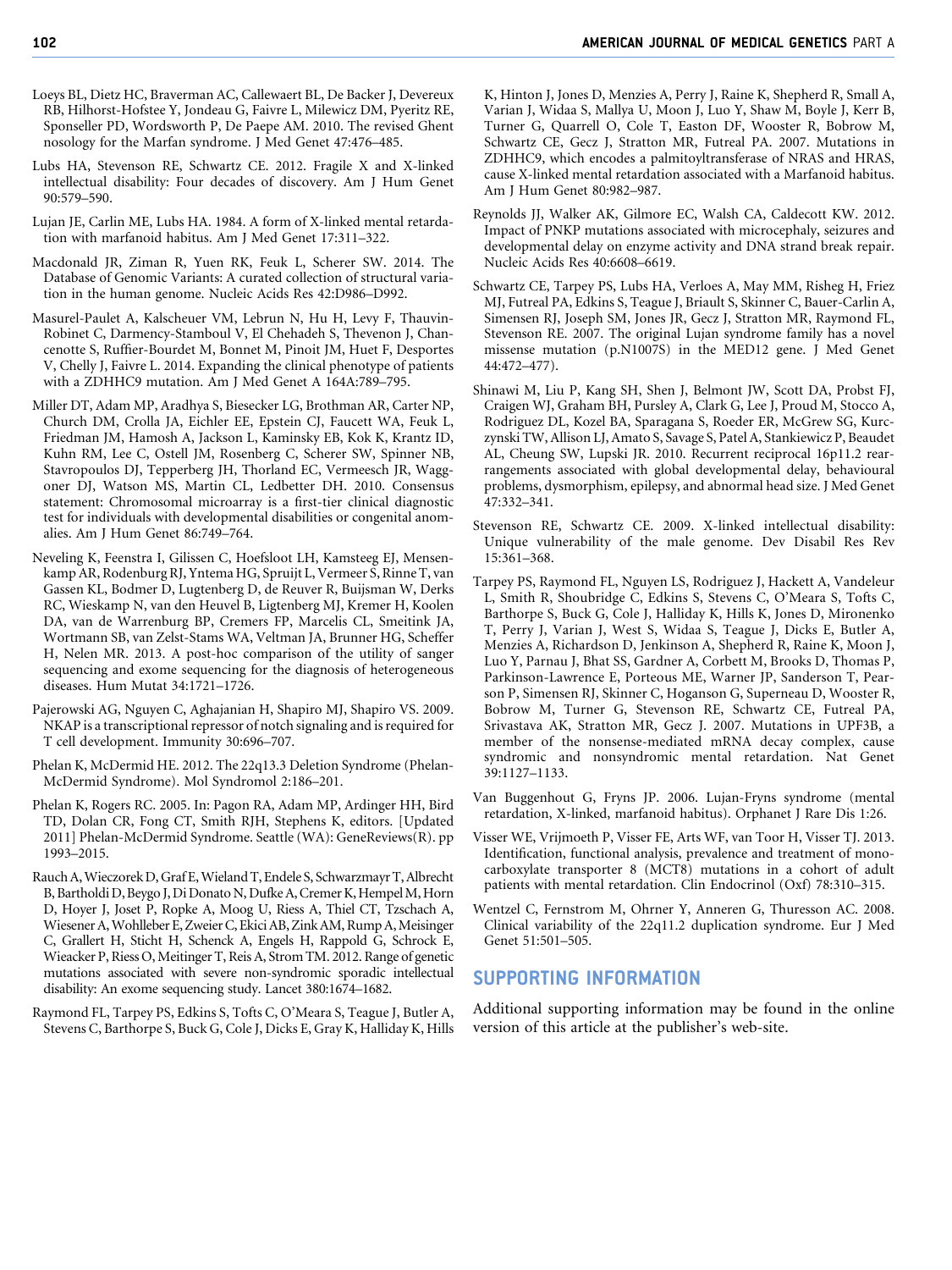Loeys BL, Dietz HC, Braverman AC, Callewaert BL, De Backer J, Devereux RB, Hilhorst-Hofstee Y, Jondeau G, Faivre L, Milewicz DM, Pyeritz RE, Sponseller PD, Wordsworth P, De Paepe AM. 2010. The revised Ghent nosology for the Marfan syndrome. J Med Genet 47:476–485.

Lubs HA, Stevenson RE, Schwartz CE. 2012. Fragile X and X-linked intellectual disability: Four decades of discovery. Am J Hum Genet 90:579–590.

Lujan JE, Carlin ME, Lubs HA. 1984. A form of X-linked mental retardation with marfanoid habitus. Am J Med Genet 17:311–322.

Macdonald JR, Ziman R, Yuen RK, Feuk L, Scherer SW. 2014. The Database of Genomic Variants: A curated collection of structural variation in the human genome. Nucleic Acids Res 42:D986–D992.

Masurel-Paulet A, Kalscheuer VM, Lebrun N, Hu H, Levy F, Thauvin-Robinet C, Darmency-Stamboul V, El Chehadeh S, Thevenon J, Chancenotte S, Ruffier-Bourdet M, Bonnet M, Pinoit JM, Huet F, Desportes V, Chelly J, Faivre L. 2014. Expanding the clinical phenotype of patients with a ZDHHC9 mutation. Am J Med Genet A 164A:789–795.

Miller DT, Adam MP, Aradhya S, Biesecker LG, Brothman AR, Carter NP, Church DM, Crolla JA, Eichler EE, Epstein CJ, Faucett WA, Feuk L, Friedman JM, Hamosh A, Jackson L, Kaminsky EB, Kok K, Krantz ID, Kuhn RM, Lee C, Ostell JM, Rosenberg C, Scherer SW, Spinner NB, Stavropoulos DJ, Tepperberg JH, Thorland EC, Vermeesch JR, Waggoner DJ, Watson MS, Martin CL, Ledbetter DH. 2010. Consensus statement: Chromosomal microarray is a first-tier clinical diagnostic test for individuals with developmental disabilities or congenital anomalies. Am J Hum Genet 86:749–764.

Neveling K, Feenstra I, Gilissen C, Hoefsloot LH, Kamsteeg EJ, Mensenkamp AR, Rodenburg RJ, Yntema HG, Spruijt L, Vermeer S, Rinne T, van Gassen KL, Bodmer D, Lugtenberg D, de Reuver R, Buijsman W, Derks RC, Wieskamp N, van den Heuvel B, Ligtenberg MJ, Kremer H, Koolen DA, van de Warrenburg BP, Cremers FP, Marcelis CL, Smeitink JA, Wortmann SB, van Zelst-Stams WA, Veltman JA, Brunner HG, Scheffer H, Nelen MR. 2013. A post-hoc comparison of the utility of sanger sequencing and exome sequencing for the diagnosis of heterogeneous diseases. Hum Mutat 34:1721–1726.

Pajerowski AG, Nguyen C, Aghajanian H, Shapiro MJ, Shapiro VS. 2009. NKAP is a transcriptional repressor of notch signaling and is required for T cell development. Immunity 30:696–707.

Phelan K, McDermid HE. 2012. The 22q13.3 Deletion Syndrome (Phelan-McDermid Syndrome). Mol Syndromol 2:186–201.

Phelan K, Rogers RC. 2005. In: Pagon RA, Adam MP, Ardinger HH, Bird TD, Dolan CR, Fong CT, Smith RJH, Stephens K, editors. [Updated 2011] Phelan-McDermid Syndrome. Seattle (WA): GeneReviews(R). pp 1993–2015.

Rauch A, Wieczorek D, Graf E, Wieland T, Endele S, Schwarzmayr T, Albrecht B, Bartholdi D, Beygo J, Di Donato N, Dufke A, Cremer K, Hempel M, Horn D, Hoyer J, Joset P, Ropke A, Moog U, Riess A, Thiel CT, Tzschach A, Wiesener A, Wohlleber E, Zweier C, Ekici AB, Zink AM, Rump A, Meisinger C, Grallert H, Sticht H, Schenck A, Engels H, Rappold G, Schrock E, Wieacker P, Riess O, Meitinger T, Reis A, Strom TM. 2012. Range of genetic mutations associated with severe non-syndromic sporadic intellectual disability: An exome sequencing study. Lancet 380:1674–1682.

Raymond FL, Tarpey PS, Edkins S, Tofts C, O'Meara S, Teague J, Butler A, Stevens C, Barthorpe S, Buck G, Cole J, Dicks E, Gray K, Halliday K, Hills K, Hinton J, Jones D, Menzies A, Perry J, Raine K, Shepherd R, Small A, Varian J, Widaa S, Mallya U, Moon J, Luo Y, Shaw M, Boyle J, Kerr B, Turner G, Quarrell O, Cole T, Easton DF, Wooster R, Bobrow M, Schwartz CE, Gecz J, Stratton MR, Futreal PA. 2007. Mutations in ZDHHC9, which encodes a palmitoyltransferase of NRAS and HRAS, cause X-linked mental retardation associated with a Marfanoid habitus. Am J Hum Genet 80:982–987.

Reynolds JJ, Walker AK, Gilmore EC, Walsh CA, Caldecott KW. 2012. Impact of PNKP mutations associated with microcephaly, seizures and developmental delay on enzyme activity and DNA strand break repair. Nucleic Acids Res 40:6608–6619.

Schwartz CE, Tarpey PS, Lubs HA, Verloes A, May MM, Risheg H, Friez MJ, Futreal PA, Edkins S, Teague J, Briault S, Skinner C, Bauer-Carlin A, Simensen RJ, Joseph SM, Jones JR, Gecz J, Stratton MR, Raymond FL, Stevenson RE. 2007. The original Lujan syndrome family has a novel missense mutation (p.N1007S) in the MED12 gene. J Med Genet 44:472–477).

Shinawi M, Liu P, Kang SH, Shen J, Belmont JW, Scott DA, Probst FJ, Craigen WJ, Graham BH, Pursley A, Clark G, Lee J, Proud M, Stocco A, Rodriguez DL, Kozel BA, Sparagana S, Roeder ER, McGrew SG, Kurczynski TW, Allison LJ, Amato S, Savage S, Patel A, Stankiewicz P, Beaudet AL, Cheung SW, Lupski JR. 2010. Recurrent reciprocal 16p11.2 rearrangements associated with global developmental delay, behavioural problems, dysmorphism, epilepsy, and abnormal head size. J Med Genet 47:332–341.

Stevenson RE, Schwartz CE. 2009. X-linked intellectual disability: Unique vulnerability of the male genome. Dev Disabil Res Rev 15:361–368.

Tarpey PS, Raymond FL, Nguyen LS, Rodriguez J, Hackett A, Vandeleur L, Smith R, Shoubridge C, Edkins S, Stevens C, O'Meara S, Tofts C, Barthorpe S, Buck G, Cole J, Halliday K, Hills K, Jones D, Mironenko T, Perry J, Varian J, West S, Widaa S, Teague J, Dicks E, Butler A, Menzies A, Richardson D, Jenkinson A, Shepherd R, Raine K, Moon J, Luo Y, Parnau J, Bhat SS, Gardner A, Corbett M, Brooks D, Thomas P, Parkinson-Lawrence E, Porteous ME, Warner JP, Sanderson T, Pearson P, Simensen RJ, Skinner C, Hoganson G, Superneau D, Wooster R, Bobrow M, Turner G, Stevenson RE, Schwartz CE, Futreal PA, Srivastava AK, Stratton MR, Gecz J. 2007. Mutations in UPF3B, a member of the nonsense-mediated mRNA decay complex, cause syndromic and nonsyndromic mental retardation. Nat Genet 39:1127–1133.

Van Buggenhout G, Fryns JP. 2006. Lujan-Fryns syndrome (mental retardation, X-linked, marfanoid habitus). Orphanet J Rare Dis 1:26.

Visser WE, Vrijmoeth P, Visser FE, Arts WF, van Toor H, Visser TJ. 2013. Identification, functional analysis, prevalence and treatment of monocarboxylate transporter 8 (MCT8) mutations in a cohort of adult patients with mental retardation. Clin Endocrinol (Oxf) 78:310–315.

Wentzel C, Fernstrom M, Ohrner Y, Anneren G, Thuresson AC. 2008. Clinical variability of the 22q11.2 duplication syndrome. Eur J Med Genet 51:501–505.

## SUPPORTING INFORMATION

Additional supporting information may be found in the online version of this article at the publisher's web-site.